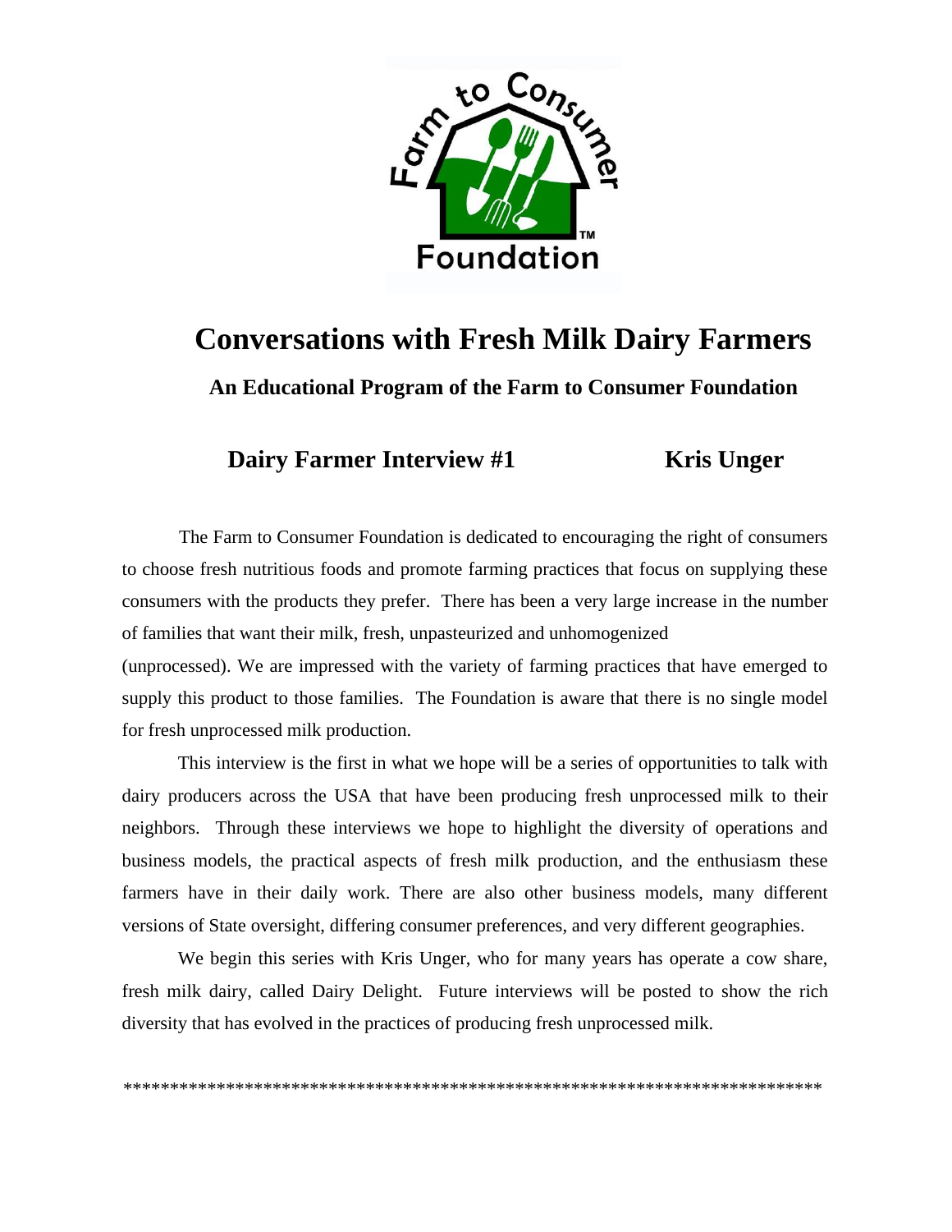Farm to Consumer Foundation

# Conversations with Fresh Milk Dairy Farmers

## An Educational Program of the Farm to Consumer Foundation

### Dairy Farmer Interview #1 Kris Unger

The Farm to Consumer Foundation is dedicated to encouraging the right of consumers to choose fresh nutritious foods and promote farming practices that focus on supplying these consumers with the products they prefer. There has been a very large increase in the number of families that want their milk, fresh, unpasteurized and unhomogenized (unprocessed). We are impressed with the variety of farming practices that have emerged to supply this product to those families. The Foundation is aware that there is no single model for fresh unprocessed milk production.

This interview is the first in what we hope will be a series of opportunities to talk with dairy producers across the USA that have been producing fresh unprocessed milk to their neighbors. Through these interviews we hope to highlight the diversity of operations and business models, the practical aspects of fresh milk production, and the enthusiasm these farmers have in their daily work. There are also other business models, many different versions of State oversight, differing consumer preferences, and very different geographies.

We begin this series with Kris Unger, who for many years has operate a cow share, fresh milk dairy, called Dairy Delight. Future interviews will be posted to show the rich diversity that has evolved in the practices of producing fresh unprocessed milk.

*****************************************************************************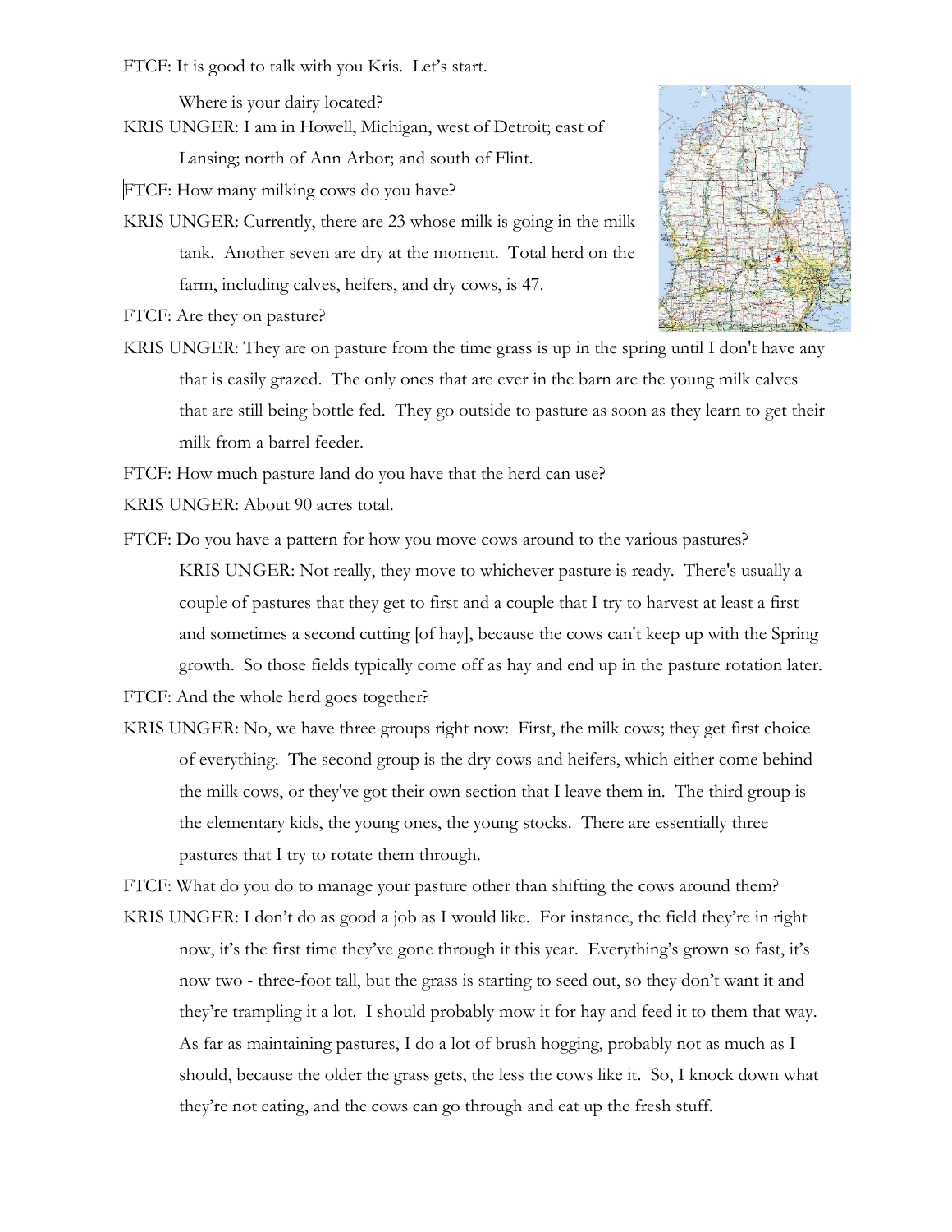FTCF: It is good to talk with you Kris. Let's start.

Where is your dairy located?

KRIS UNGER: I am in Howell, Michigan, west of Detroit; east of Lansing; north of Ann Arbor; and south of Flint.

FTCF: How many milking cows do you have?

KRIS UNGER: Currently, there are 23 whose milk is going in the milk tank. Another seven are dry at the moment. Total herd on the farm, including calves, heifers, and dry cows, is 47.

FTCF: Are they on pasture?

KRIS UNGER: They are on pasture from the time grass is up in the spring until I don't have any that is easily grazed. The only ones that are ever in the barn are the young milk calves that are still being bottle fed. They go outside to pasture as soon as they learn to get their milk from a barrel feeder.

FTCF: How much pasture land do you have that the herd can use?

KRIS UNGER: About 90 acres total.

FTCF: Do you have a pattern for how you move cows around to the various pastures?

KRIS UNGER: Not really, they move to whichever pasture is ready. There's usually a couple of pastures that they get to first and a couple that I try to harvest at least a first and sometimes a second cutting [of hay], because the cows can't keep up with the Spring growth. So those fields typically come off as hay and end up in the pasture rotation later.

FTCF: And the whole herd goes together?

KRIS UNGER: No, we have three groups right now: First, the milk cows; they get first choice of everything. The second group is the dry cows and heifers, which either come behind the milk cows, or they've got their own section that I leave them in. The third group is the elementary kids, the young ones, the young stocks. There are essentially three pastures that I try to rotate them through.

FTCF: What do you do to manage your pasture other than shifting the cows around them?

KRIS UNGER: I don't do as good a job as I would like. For instance, the field they're in right now, it's the first time they've gone through it this year. Everything's grown so fast, it's now two - three-foot tall, but the grass is starting to seed out, so they don't want it and they're trampling it a lot. I should probably mow it for hay and feed it to them that way. As far as maintaining pastures, I do a lot of brush hogging, probably not as much as I should, because the older the grass gets, the less the cows like it. So, I knock down what they're not eating, and the cows can go through and eat up the fresh stuff.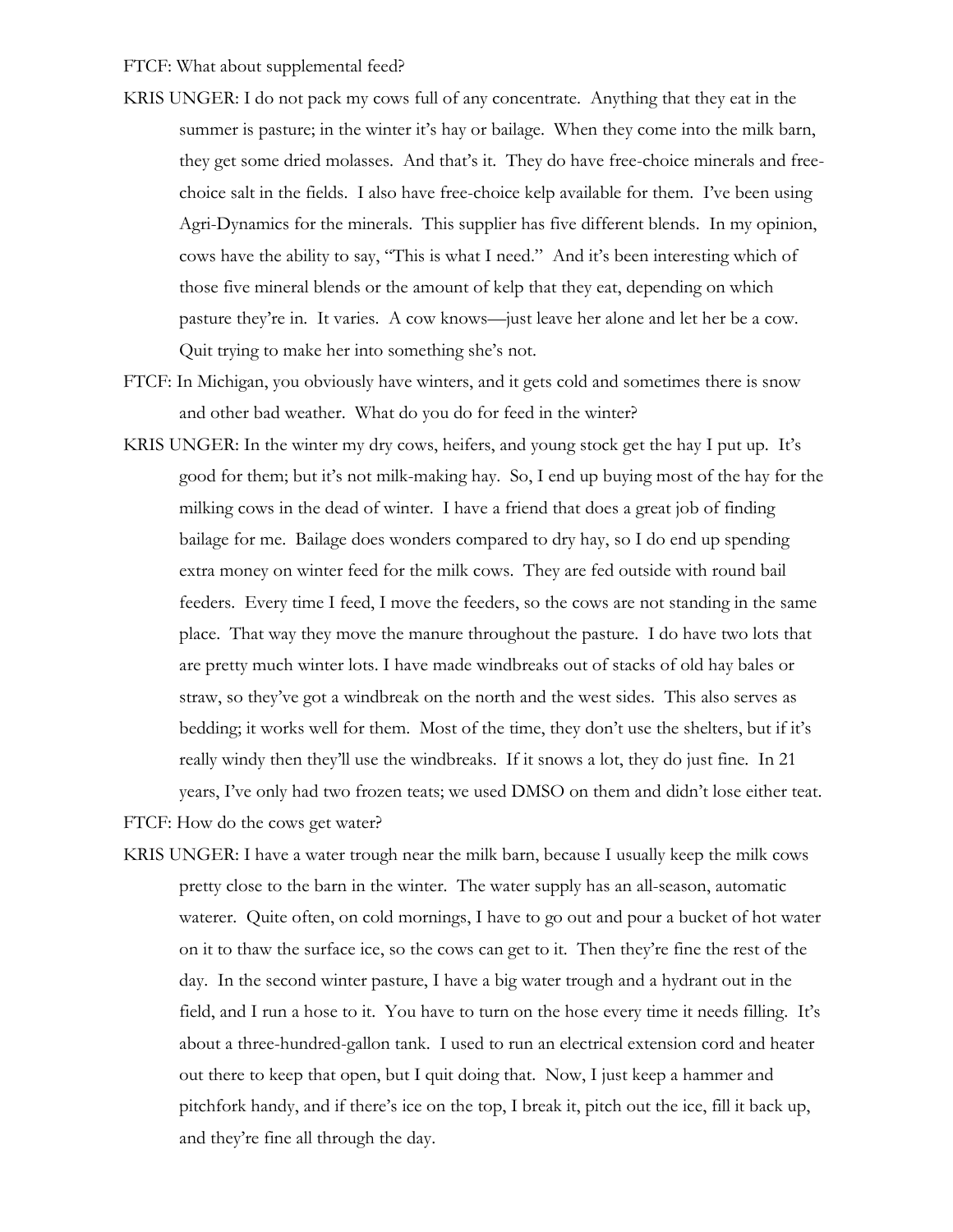FTCF: What about supplemental feed?

KRIS UNGER: I do not pack my cows full of any concentrate. Anything that they eat in the summer is pasture; in the winter it's hay or bailage. When they come into the milk barn, they get some dried molasses. And that's it. They do have free-choice minerals and free-choice salt in the fields. I also have free-choice kelp available for them. I've been using Agri-Dynamics for the minerals. This supplier has five different blends. In my opinion, cows have the ability to say, "This is what I need." And it's been interesting which of those five mineral blends or the amount of kelp that they eat, depending on which pasture they're in. It varies. A cow knows—just leave her alone and let her be a cow. Quit trying to make her into something she's not.

FTCF: In Michigan, you obviously have winters, and it gets cold and sometimes there is snow and other bad weather. What do you do for feed in the winter?

KRIS UNGER: In the winter my dry cows, heifers, and young stock get the hay I put up. It's good for them; but it's not milk-making hay. So, I end up buying most of the hay for the milking cows in the dead of winter. I have a friend that does a great job of finding bailage for me. Bailage does wonders compared to dry hay, so I do end up spending extra money on winter feed for the milk cows. They are fed outside with round bail feeders. Every time I feed, I move the feeders, so the cows are not standing in the same place. That way they move the manure throughout the pasture. I do have two lots that are pretty much winter lots. I have made windbreaks out of stacks of old hay bales or straw, so they've got a windbreak on the north and the west sides. This also serves as bedding; it works well for them. Most of the time, they don't use the shelters, but if it's really windy then they'll use the windbreaks. If it snows a lot, they do just fine. In 21 years, I've only had two frozen teats; we used DMSO on them and didn't lose either teat.

FTCF: How do the cows get water?

KRIS UNGER: I have a water trough near the milk barn, because I usually keep the milk cows pretty close to the barn in the winter. The water supply has an all-season, automatic waterer. Quite often, on cold mornings, I have to go out and pour a bucket of hot water on it to thaw the surface ice, so the cows can get to it. Then they're fine the rest of the day. In the second winter pasture, I have a big water trough and a hydrant out in the field, and I run a hose to it. You have to turn on the hose every time it needs filling. It's about a three-hundred-gallon tank. I used to run an electrical extension cord and heater out there to keep that open, but I quit doing that. Now, I just keep a hammer and pitchfork handy, and if there's ice on the top, I break it, pitch out the ice, fill it back up, and they're fine all through the day.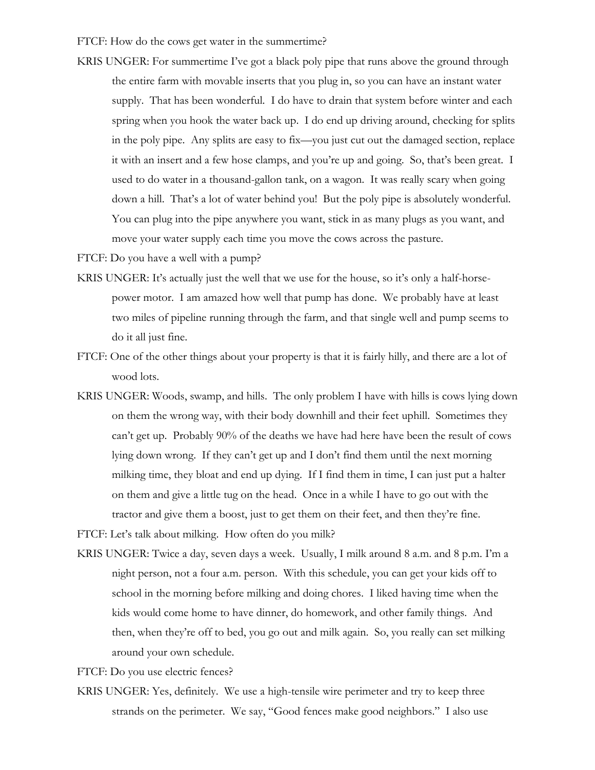FTCF: How do the cows get water in the summertime?

KRIS UNGER: For summertime I've got a black poly pipe that runs above the ground through the entire farm with movable inserts that you plug in, so you can have an instant water supply. That has been wonderful. I do have to drain that system before winter and each spring when you hook the water back up. I do end up driving around, checking for splits in the poly pipe. Any splits are easy to fix—you just cut out the damaged section, replace it with an insert and a few hose clamps, and you're up and going. So, that's been great. I used to do water in a thousand-gallon tank, on a wagon. It was really scary when going down a hill. That's a lot of water behind you! But the poly pipe is absolutely wonderful. You can plug into the pipe anywhere you want, stick in as many plugs as you want, and move your water supply each time you move the cows across the pasture.

FTCF: Do you have a well with a pump?

KRIS UNGER: It's actually just the well that we use for the house, so it's only a half-horse-power motor. I am amazed how well that pump has done. We probably have at least two miles of pipeline running through the farm, and that single well and pump seems to do it all just fine.

FTCF: One of the other things about your property is that it is fairly hilly, and there are a lot of wood lots.

KRIS UNGER: Woods, swamp, and hills. The only problem I have with hills is cows lying down on them the wrong way, with their body downhill and their feet uphill. Sometimes they can't get up. Probably 90% of the deaths we have had here have been the result of cows lying down wrong. If they can't get up and I don't find them until the next morning milking time, they bloat and end up dying. If I find them in time, I can just put a halter on them and give a little tug on the head. Once in a while I have to go out with the tractor and give them a boost, just to get them on their feet, and then they're fine.

FTCF: Let's talk about milking. How often do you milk?

KRIS UNGER: Twice a day, seven days a week. Usually, I milk around 8 a.m. and 8 p.m. I'm a night person, not a four a.m. person. With this schedule, you can get your kids off to school in the morning before milking and doing chores. I liked having time when the kids would come home to have dinner, do homework, and other family things. And then, when they're off to bed, you go out and milk again. So, you really can set milking around your own schedule.

FTCF: Do you use electric fences?

KRIS UNGER: Yes, definitely. We use a high-tensile wire perimeter and try to keep three strands on the perimeter. We say, "Good fences make good neighbors." I also use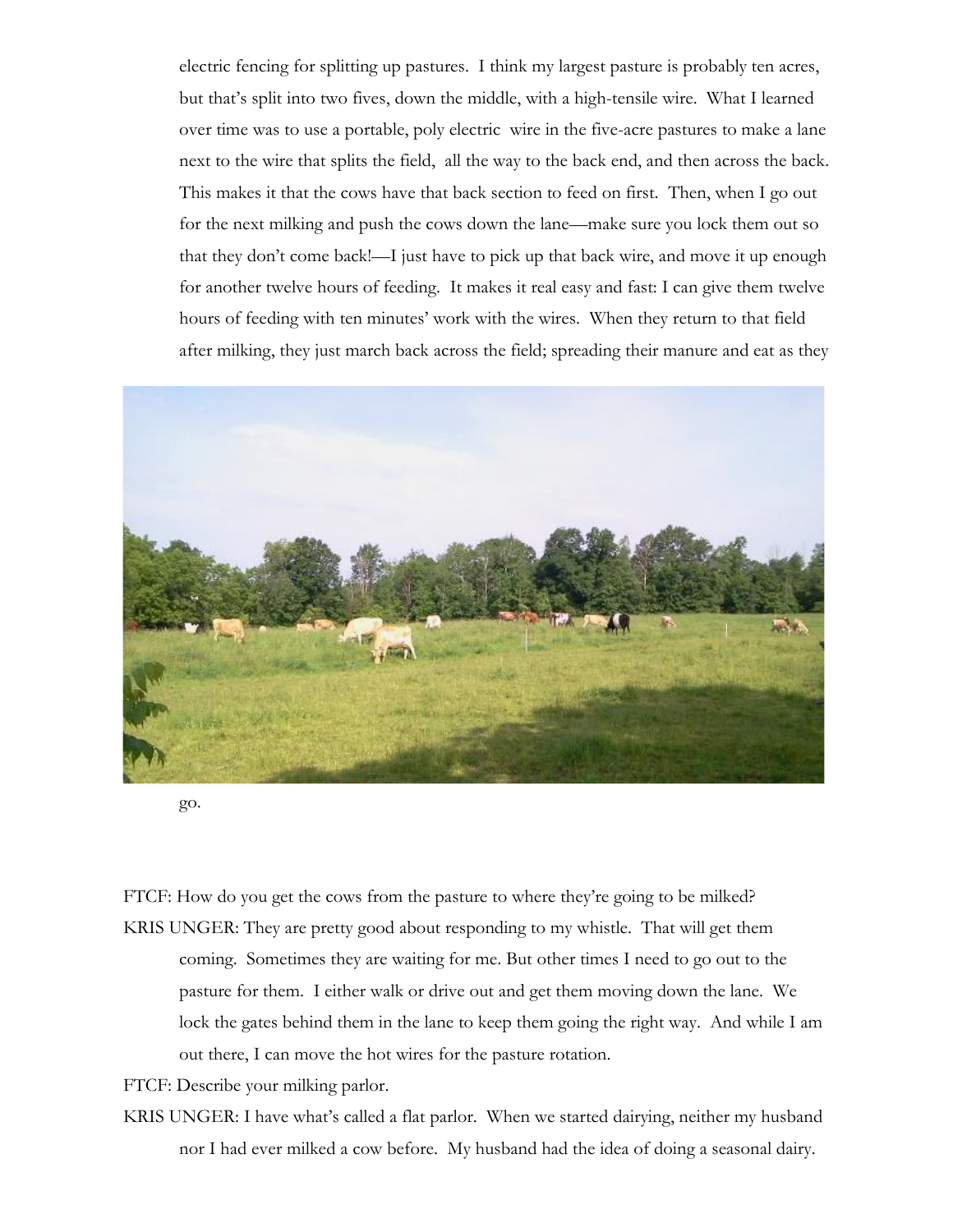electric fencing for splitting up pastures. I think my largest pasture is probably ten acres, but that's split into two fives, down the middle, with a high-tensile wire. What I learned over time was to use a portable, poly electric wire in the five-acre pastures to make a lane next to the wire that splits the field, all the way to the back end, and then across the back. This makes it that the cows have that back section to feed on first. Then, when I go out for the next milking and push the cows down the lane—make sure you lock them out so that they don't come back!—I just have to pick up that back wire, and move it up enough for another twelve hours of feeding. It makes it real easy and fast: I can give them twelve hours of feeding with ten minutes' work with the wires. When they return to that field after milking, they just march back across the field; spreading their manure and eat as they go.

FTCF: How do you get the cows from the pasture to where they're going to be milked?

KRIS UNGER: They are pretty good about responding to my whistle. That will get them coming. Sometimes they are waiting for me. But other times I need to go out to the pasture for them. I either walk or drive out and get them moving down the lane. We lock the gates behind them in the lane to keep them going the right way. And while I am out there, I can move the hot wires for the pasture rotation.

FTCF: Describe your milking parlor.

KRIS UNGER: I have what's called a flat parlor. When we started dairying, neither my husband nor I had ever milked a cow before. My husband had the idea of doing a seasonal dairy.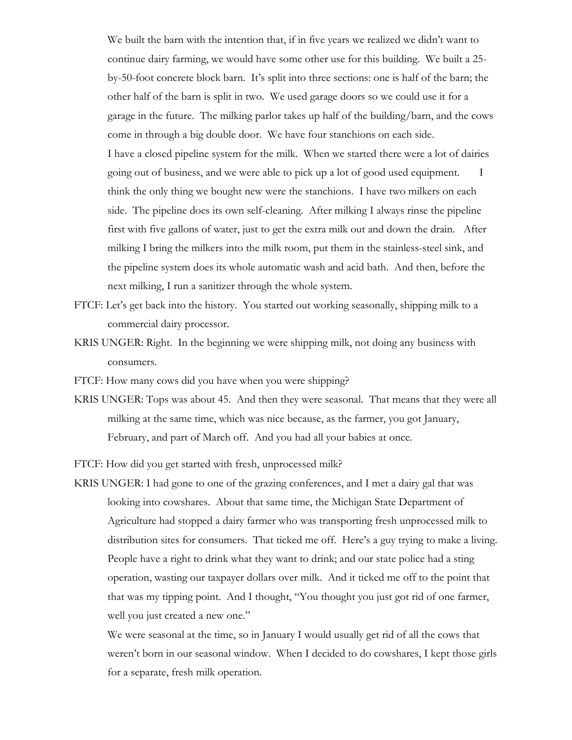We built the barn with the intention that, if in five years we realized we didn't want to continue dairy farming, we would have some other use for this building. We built a 25-by-50-foot concrete block barn. It's split into three sections: one is half of the barn; the other half of the barn is split in two. We used garage doors so we could use it for a garage in the future. The milking parlor takes up half of the building/barn, and the cows come in through a big double door. We have four stanchions on each side.

I have a closed pipeline system for the milk. When we started there were a lot of dairies going out of business, and we were able to pick up a lot of good used equipment. I think the only thing we bought new were the stanchions. I have two milkers on each side. The pipeline does its own self-cleaning. After milking I always rinse the pipeline first with five gallons of water, just to get the extra milk out and down the drain. After milking I bring the milkers into the milk room, put them in the stainless-steel sink, and the pipeline system does its whole automatic wash and acid bath. And then, before the next milking, I run a sanitizer through the whole system.

FTCF: Let's get back into the history. You started out working seasonally, shipping milk to a commercial dairy processor.

KRIS UNGER: Right. In the beginning we were shipping milk, not doing any business with consumers.

FTCF: How many cows did you have when you were shipping?

KRIS UNGER: Tops was about 45. And then they were seasonal. That means that they were all milking at the same time, which was nice because, as the farmer, you got January, February, and part of March off. And you had all your babies at once.

FTCF: How did you get started with fresh, unprocessed milk?

KRIS UNGER: I had gone to one of the grazing conferences, and I met a dairy gal that was looking into cowshares. About that same time, the Michigan State Department of Agriculture had stopped a dairy farmer who was transporting fresh unprocessed milk to distribution sites for consumers. That ticked me off. Here's a guy trying to make a living. People have a right to drink what they want to drink; and our state police had a sting operation, wasting our taxpayer dollars over milk. And it ticked me off to the point that that was my tipping point. And I thought, "You thought you just got rid of one farmer, well you just created a new one."

We were seasonal at the time, so in January I would usually get rid of all the cows that weren't born in our seasonal window. When I decided to do cowshares, I kept those girls for a separate, fresh milk operation.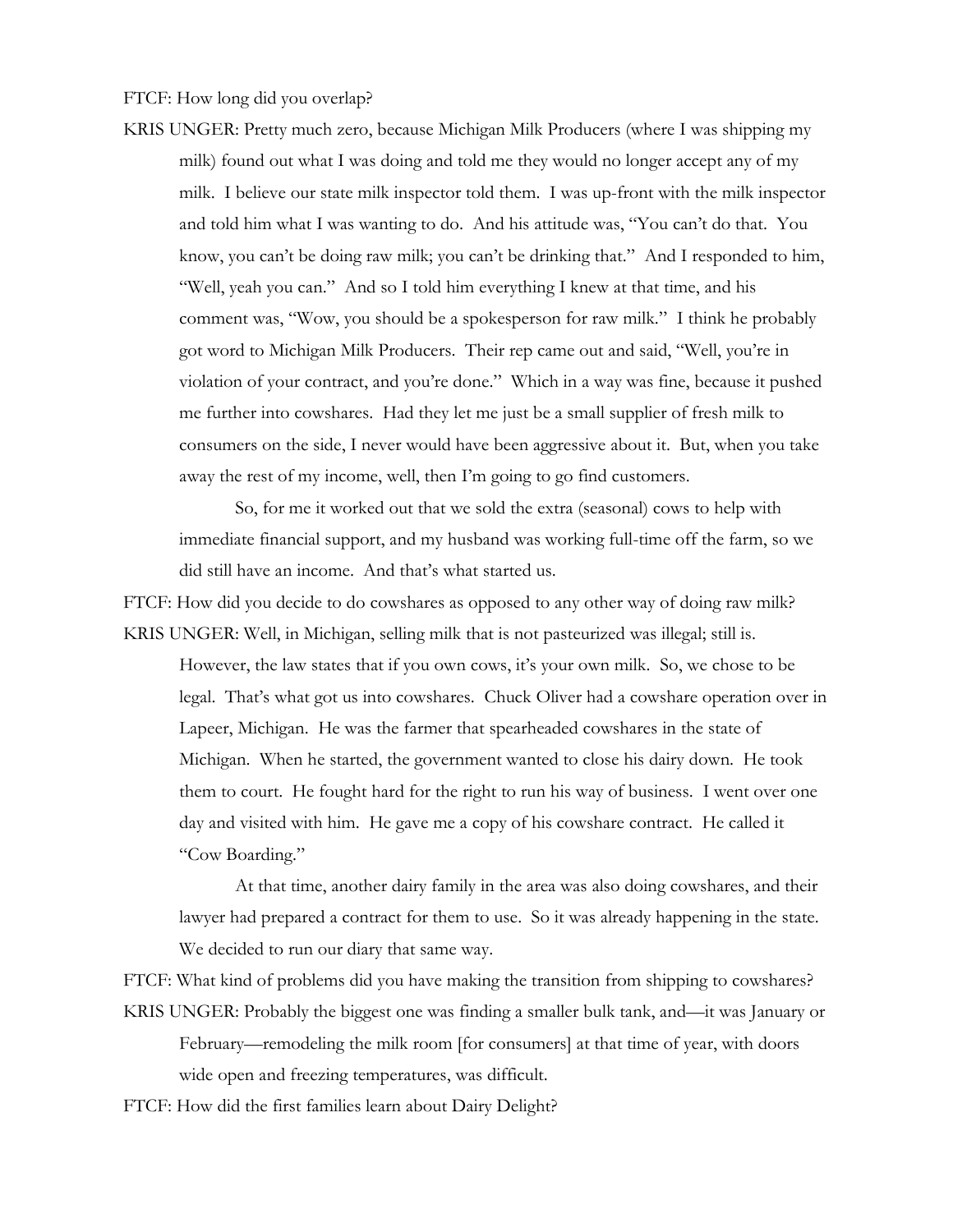FTCF: How long did you overlap?

KRIS UNGER: Pretty much zero, because Michigan Milk Producers (where I was shipping my milk) found out what I was doing and told me they would no longer accept any of my milk. I believe our state milk inspector told them. I was up-front with the milk inspector and told him what I was wanting to do. And his attitude was, "You can't do that. You know, you can't be doing raw milk; you can't be drinking that." And I responded to him, "Well, yeah you can." And so I told him everything I knew at that time, and his comment was, "Wow, you should be a spokesperson for raw milk." I think he probably got word to Michigan Milk Producers. Their rep came out and said, "Well, you're in violation of your contract, and you're done." Which in a way was fine, because it pushed me further into cowshares. Had they let me just be a small supplier of fresh milk to consumers on the side, I never would have been aggressive about it. But, when you take away the rest of my income, well, then I'm going to go find customers.

So, for me it worked out that we sold the extra (seasonal) cows to help with immediate financial support, and my husband was working full-time off the farm, so we did still have an income. And that's what started us.

FTCF: How did you decide to do cowshares as opposed to any other way of doing raw milk?

KRIS UNGER: Well, in Michigan, selling milk that is not pasteurized was illegal; still is. However, the law states that if you own cows, it's your own milk. So, we chose to be legal. That's what got us into cowshares. Chuck Oliver had a cowshare operation over in Lapeer, Michigan. He was the farmer that spearheaded cowshares in the state of Michigan. When he started, the government wanted to close his dairy down. He took them to court. He fought hard for the right to run his way of business. I went over one day and visited with him. He gave me a copy of his cowshare contract. He called it "Cow Boarding."

At that time, another dairy family in the area was also doing cowshares, and their lawyer had prepared a contract for them to use. So it was already happening in the state. We decided to run our diary that same way.

FTCF: What kind of problems did you have making the transition from shipping to cowshares?

KRIS UNGER: Probably the biggest one was finding a smaller bulk tank, and—it was January or February—remodeling the milk room [for consumers] at that time of year, with doors wide open and freezing temperatures, was difficult.

FTCF: How did the first families learn about Dairy Delight?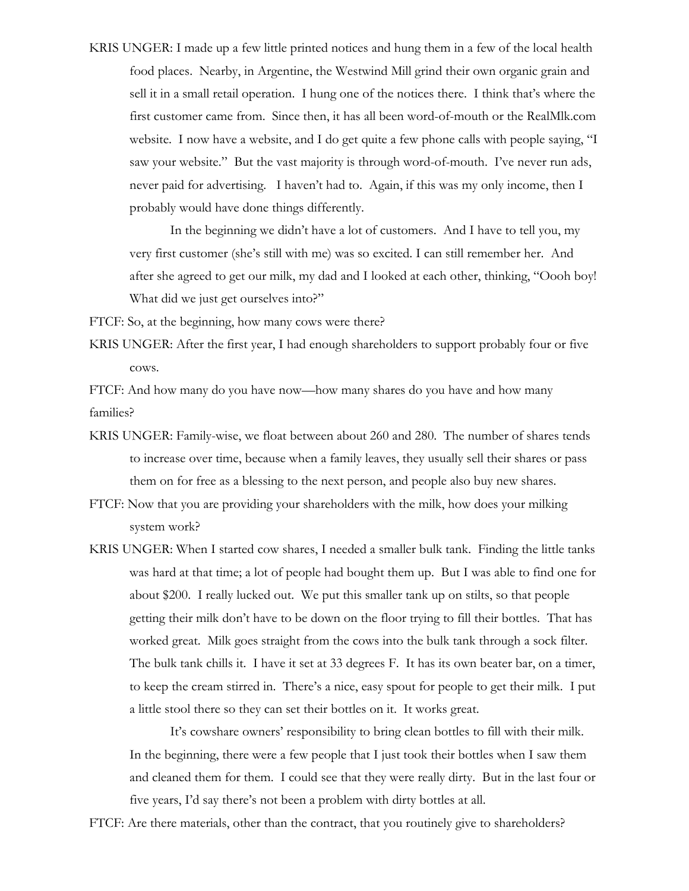KRIS UNGER: I made up a few little printed notices and hung them in a few of the local health food places. Nearby, in Argentine, the Westwind Mill grind their own organic grain and sell it in a small retail operation. I hung one of the notices there. I think that's where the first customer came from. Since then, it has all been word-of-mouth or the RealMlk.com website. I now have a website, and I do get quite a few phone calls with people saying, "I saw your website." But the vast majority is through word-of-mouth. I've never run ads, never paid for advertising. I haven't had to. Again, if this was my only income, then I probably would have done things differently.

In the beginning we didn't have a lot of customers. And I have to tell you, my very first customer (she's still with me) was so excited. I can still remember her. And after she agreed to get our milk, my dad and I looked at each other, thinking, "Oooh boy! What did we just get ourselves into?"

FTCF: So, at the beginning, how many cows were there?

KRIS UNGER: After the first year, I had enough shareholders to support probably four or five cows.

FTCF: And how many do you have now—how many shares do you have and how many families?

KRIS UNGER: Family-wise, we float between about 260 and 280. The number of shares tends to increase over time, because when a family leaves, they usually sell their shares or pass them on for free as a blessing to the next person, and people also buy new shares.

FTCF: Now that you are providing your shareholders with the milk, how does your milking system work?

KRIS UNGER: When I started cow shares, I needed a smaller bulk tank. Finding the little tanks was hard at that time; a lot of people had bought them up. But I was able to find one for about $200. I really lucked out. We put this smaller tank up on stilts, so that people getting their milk don't have to be down on the floor trying to fill their bottles. That has worked great. Milk goes straight from the cows into the bulk tank through a sock filter. The bulk tank chills it. I have it set at 33 degrees F. It has its own beater bar, on a timer, to keep the cream stirred in. There's a nice, easy spout for people to get their milk. I put a little stool there so they can set their bottles on it. It works great.

It's cowshare owners' responsibility to bring clean bottles to fill with their milk. In the beginning, there were a few people that I just took their bottles when I saw them and cleaned them for them. I could see that they were really dirty. But in the last four or five years, I'd say there's not been a problem with dirty bottles at all.

FTCF: Are there materials, other than the contract, that you routinely give to shareholders?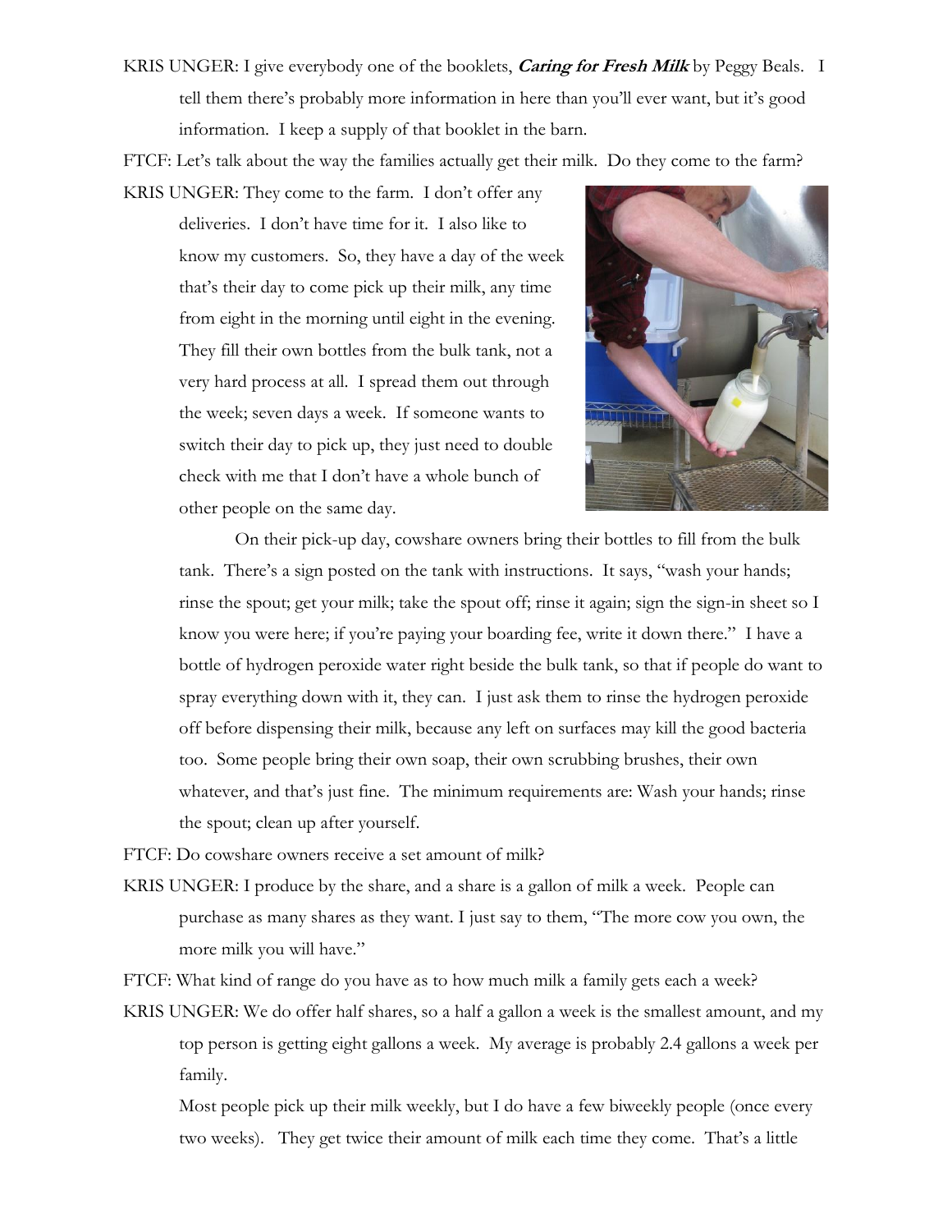KRIS UNGER: I give everybody one of the booklets, ***Caring for Fresh Milk*** by Peggy Beals. I tell them there's probably more information in here than you'll ever want, but it's good information. I keep a supply of that booklet in the barn.

FTCF: Let's talk about the way the families actually get their milk. Do they come to the farm?

KRIS UNGER: They come to the farm. I don't offer any deliveries. I don't have time for it. I also like to know my customers. So, they have a day of the week that's their day to come pick up their milk, any time from eight in the morning until eight in the evening. They fill their own bottles from the bulk tank, not a very hard process at all. I spread them out through the week; seven days a week. If someone wants to switch their day to pick up, they just need to double check with me that I don't have a whole bunch of other people on the same day.

On their pick-up day, cowshare owners bring their bottles to fill from the bulk tank. There's a sign posted on the tank with instructions. It says, "wash your hands; rinse the spout; get your milk; take the spout off; rinse it again; sign the sign-in sheet so I know you were here; if you're paying your boarding fee, write it down there." I have a bottle of hydrogen peroxide water right beside the bulk tank, so that if people do want to spray everything down with it, they can. I just ask them to rinse the hydrogen peroxide off before dispensing their milk, because any left on surfaces may kill the good bacteria too. Some people bring their own soap, their own scrubbing brushes, their own whatever, and that's just fine. The minimum requirements are: Wash your hands; rinse the spout; clean up after yourself.

FTCF: Do cowshare owners receive a set amount of milk?

KRIS UNGER: I produce by the share, and a share is a gallon of milk a week. People can purchase as many shares as they want. I just say to them, "The more cow you own, the more milk you will have."

FTCF: What kind of range do you have as to how much milk a family gets each a week?

KRIS UNGER: We do offer half shares, so a half a gallon a week is the smallest amount, and my top person is getting eight gallons a week. My average is probably 2.4 gallons a week per family.

Most people pick up their milk weekly, but I do have a few biweekly people (once every two weeks). They get twice their amount of milk each time they come. That's a little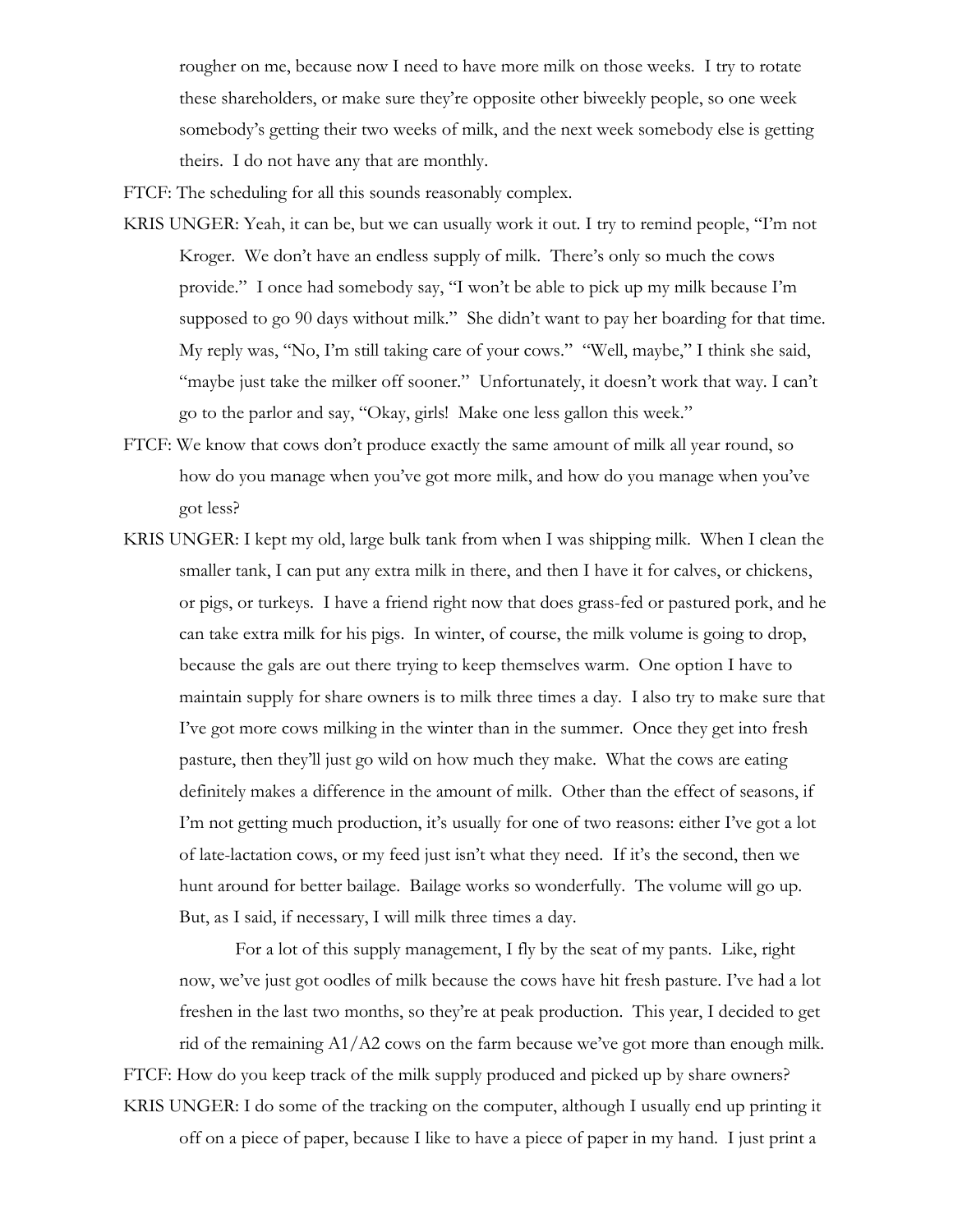rougher on me, because now I need to have more milk on those weeks. I try to rotate these shareholders, or make sure they're opposite other biweekly people, so one week somebody's getting their two weeks of milk, and the next week somebody else is getting theirs. I do not have any that are monthly.

FTCF: The scheduling for all this sounds reasonably complex.

KRIS UNGER: Yeah, it can be, but we can usually work it out. I try to remind people, "I'm not Kroger. We don't have an endless supply of milk. There's only so much the cows provide." I once had somebody say, "I won't be able to pick up my milk because I'm supposed to go 90 days without milk." She didn't want to pay her boarding for that time. My reply was, "No, I'm still taking care of your cows." "Well, maybe," I think she said, "maybe just take the milker off sooner." Unfortunately, it doesn't work that way. I can't go to the parlor and say, "Okay, girls! Make one less gallon this week."

FTCF: We know that cows don't produce exactly the same amount of milk all year round, so how do you manage when you've got more milk, and how do you manage when you've got less?

KRIS UNGER: I kept my old, large bulk tank from when I was shipping milk. When I clean the smaller tank, I can put any extra milk in there, and then I have it for calves, or chickens, or pigs, or turkeys. I have a friend right now that does grass-fed or pastured pork, and he can take extra milk for his pigs. In winter, of course, the milk volume is going to drop, because the gals are out there trying to keep themselves warm. One option I have to maintain supply for share owners is to milk three times a day. I also try to make sure that I've got more cows milking in the winter than in the summer. Once they get into fresh pasture, then they'll just go wild on how much they make. What the cows are eating definitely makes a difference in the amount of milk. Other than the effect of seasons, if I'm not getting much production, it's usually for one of two reasons: either I've got a lot of late-lactation cows, or my feed just isn't what they need. If it's the second, then we hunt around for better bailage. Bailage works so wonderfully. The volume will go up. But, as I said, if necessary, I will milk three times a day.

For a lot of this supply management, I fly by the seat of my pants. Like, right now, we've just got oodles of milk because the cows have hit fresh pasture. I've had a lot freshen in the last two months, so they're at peak production. This year, I decided to get rid of the remaining A1/A2 cows on the farm because we've got more than enough milk.

FTCF: How do you keep track of the milk supply produced and picked up by share owners?

KRIS UNGER: I do some of the tracking on the computer, although I usually end up printing it off on a piece of paper, because I like to have a piece of paper in my hand. I just print a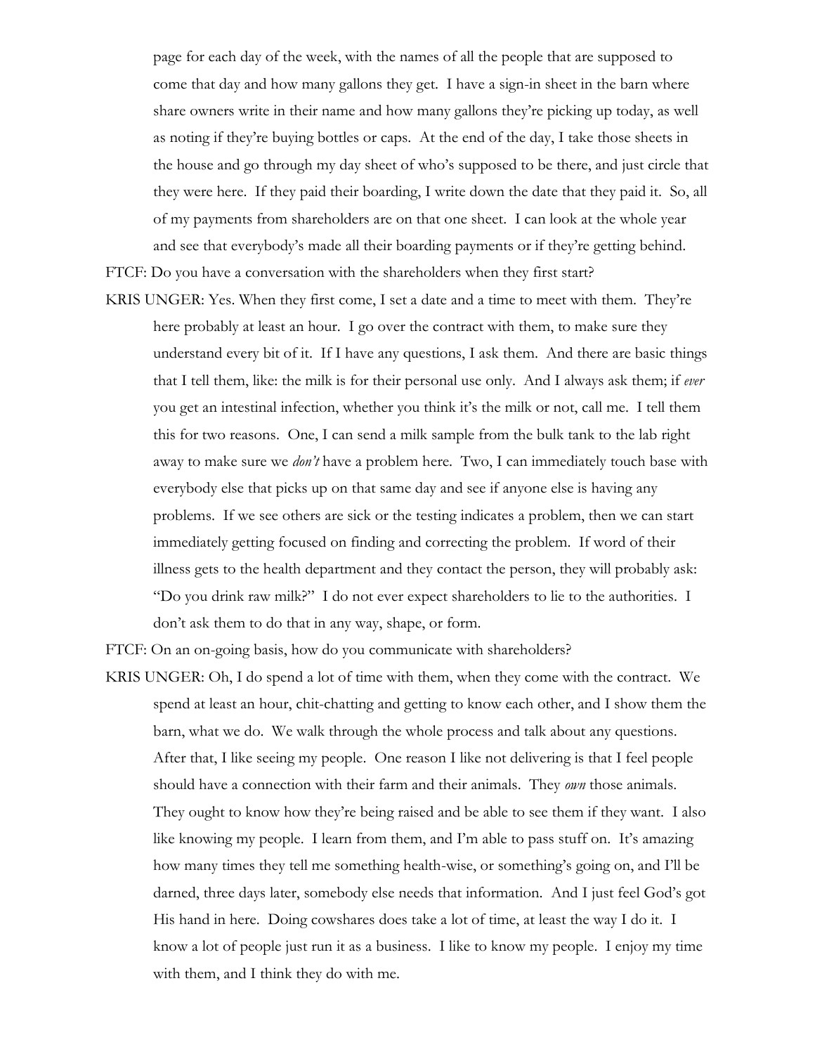page for each day of the week, with the names of all the people that are supposed to come that day and how many gallons they get. I have a sign-in sheet in the barn where share owners write in their name and how many gallons they're picking up today, as well as noting if they're buying bottles or caps. At the end of the day, I take those sheets in the house and go through my day sheet of who's supposed to be there, and just circle that they were here. If they paid their boarding, I write down the date that they paid it. So, all of my payments from shareholders are on that one sheet. I can look at the whole year and see that everybody's made all their boarding payments or if they're getting behind.

FTCF: Do you have a conversation with the shareholders when they first start?

KRIS UNGER: Yes. When they first come, I set a date and a time to meet with them. They're here probably at least an hour. I go over the contract with them, to make sure they understand every bit of it. If I have any questions, I ask them. And there are basic things that I tell them, like: the milk is for their personal use only. And I always ask them; if *ever* you get an intestinal infection, whether you think it's the milk or not, call me. I tell them this for two reasons. One, I can send a milk sample from the bulk tank to the lab right away to make sure we *don't* have a problem here. Two, I can immediately touch base with everybody else that picks up on that same day and see if anyone else is having any problems. If we see others are sick or the testing indicates a problem, then we can start immediately getting focused on finding and correcting the problem. If word of their illness gets to the health department and they contact the person, they will probably ask: "Do you drink raw milk?" I do not ever expect shareholders to lie to the authorities. I don't ask them to do that in any way, shape, or form.

FTCF: On an on-going basis, how do you communicate with shareholders?

KRIS UNGER: Oh, I do spend a lot of time with them, when they come with the contract. We spend at least an hour, chit-chatting and getting to know each other, and I show them the barn, what we do. We walk through the whole process and talk about any questions. After that, I like seeing my people. One reason I like not delivering is that I feel people should have a connection with their farm and their animals. They *own* those animals. They ought to know how they're being raised and be able to see them if they want. I also like knowing my people. I learn from them, and I'm able to pass stuff on. It's amazing how many times they tell me something health-wise, or something's going on, and I'll be darned, three days later, somebody else needs that information. And I just feel God's got His hand in here. Doing cowshares does take a lot of time, at least the way I do it. I know a lot of people just run it as a business. I like to know my people. I enjoy my time with them, and I think they do with me.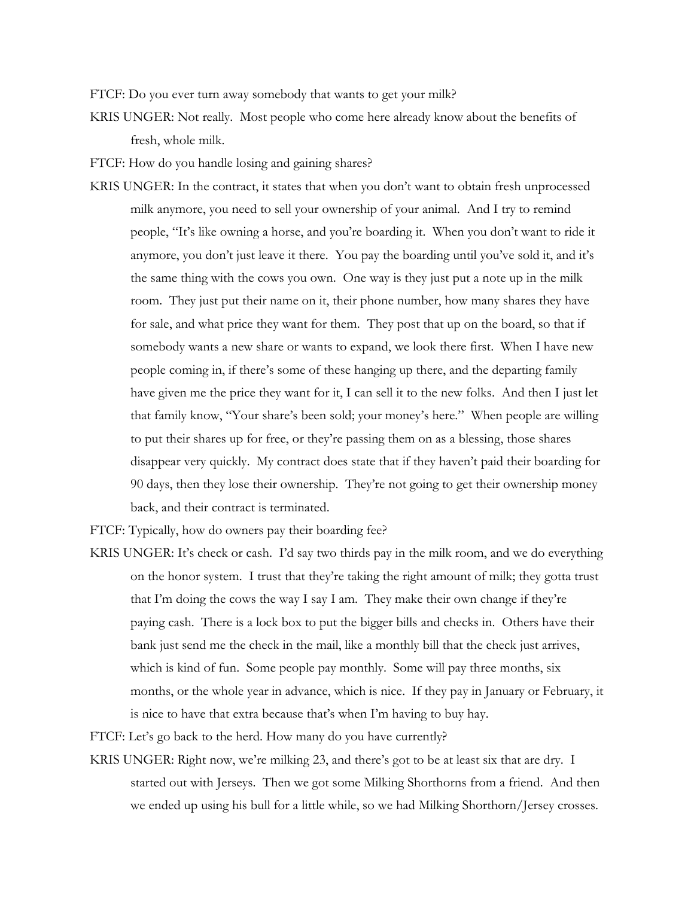FTCF: Do you ever turn away somebody that wants to get your milk?

KRIS UNGER: Not really. Most people who come here already know about the benefits of fresh, whole milk.

FTCF: How do you handle losing and gaining shares?

KRIS UNGER: In the contract, it states that when you don't want to obtain fresh unprocessed milk anymore, you need to sell your ownership of your animal. And I try to remind people, "It's like owning a horse, and you're boarding it. When you don't want to ride it anymore, you don't just leave it there. You pay the boarding until you've sold it, and it's the same thing with the cows you own. One way is they just put a note up in the milk room. They just put their name on it, their phone number, how many shares they have for sale, and what price they want for them. They post that up on the board, so that if somebody wants a new share or wants to expand, we look there first. When I have new people coming in, if there's some of these hanging up there, and the departing family have given me the price they want for it, I can sell it to the new folks. And then I just let that family know, "Your share's been sold; your money's here." When people are willing to put their shares up for free, or they're passing them on as a blessing, those shares disappear very quickly. My contract does state that if they haven't paid their boarding for 90 days, then they lose their ownership. They're not going to get their ownership money back, and their contract is terminated.

FTCF: Typically, how do owners pay their boarding fee?

KRIS UNGER: It's check or cash. I'd say two thirds pay in the milk room, and we do everything on the honor system. I trust that they're taking the right amount of milk; they gotta trust that I'm doing the cows the way I say I am. They make their own change if they're paying cash. There is a lock box to put the bigger bills and checks in. Others have their bank just send me the check in the mail, like a monthly bill that the check just arrives, which is kind of fun. Some people pay monthly. Some will pay three months, six months, or the whole year in advance, which is nice. If they pay in January or February, it is nice to have that extra because that's when I'm having to buy hay.

FTCF: Let's go back to the herd. How many do you have currently?

KRIS UNGER: Right now, we're milking 23, and there's got to be at least six that are dry. I started out with Jerseys. Then we got some Milking Shorthorns from a friend. And then we ended up using his bull for a little while, so we had Milking Shorthorn/Jersey crosses.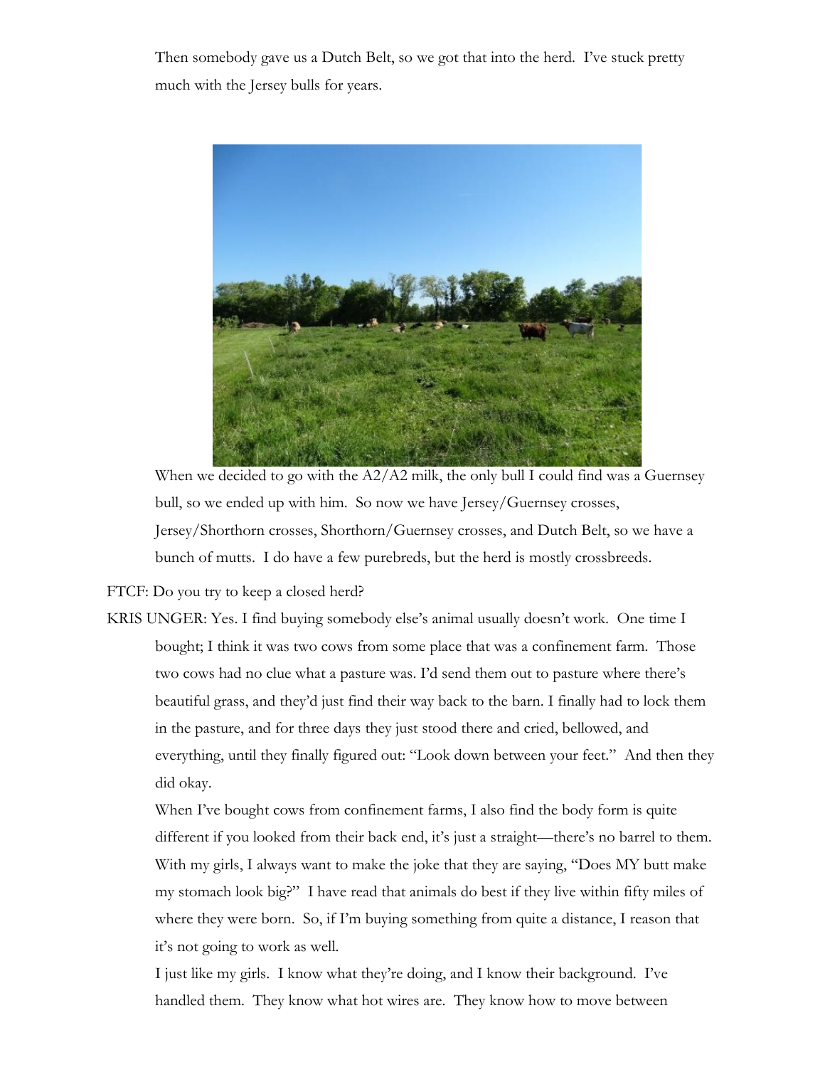Then somebody gave us a Dutch Belt, so we got that into the herd. I've stuck pretty much with the Jersey bulls for years.

When we decided to go with the A2/A2 milk, the only bull I could find was a Guernsey bull, so we ended up with him. So now we have Jersey/Guernsey crosses, Jersey/Shorthorn crosses, Shorthorn/Guernsey crosses, and Dutch Belt, so we have a bunch of mutts. I do have a few purebreds, but the herd is mostly crossbreeds.

FTCF: Do you try to keep a closed herd?

KRIS UNGER: Yes. I find buying somebody else's animal usually doesn't work. One time I bought; I think it was two cows from some place that was a confinement farm. Those two cows had no clue what a pasture was. I'd send them out to pasture where there's beautiful grass, and they'd just find their way back to the barn. I finally had to lock them in the pasture, and for three days they just stood there and cried, bellowed, and everything, until they finally figured out: "Look down between your feet." And then they did okay.

When I've bought cows from confinement farms, I also find the body form is quite different if you looked from their back end, it's just a straight—there's no barrel to them. With my girls, I always want to make the joke that they are saying, "Does MY butt make my stomach look big?" I have read that animals do best if they live within fifty miles of where they were born. So, if I'm buying something from quite a distance, I reason that it's not going to work as well.

I just like my girls. I know what they're doing, and I know their background. I've handled them. They know what hot wires are. They know how to move between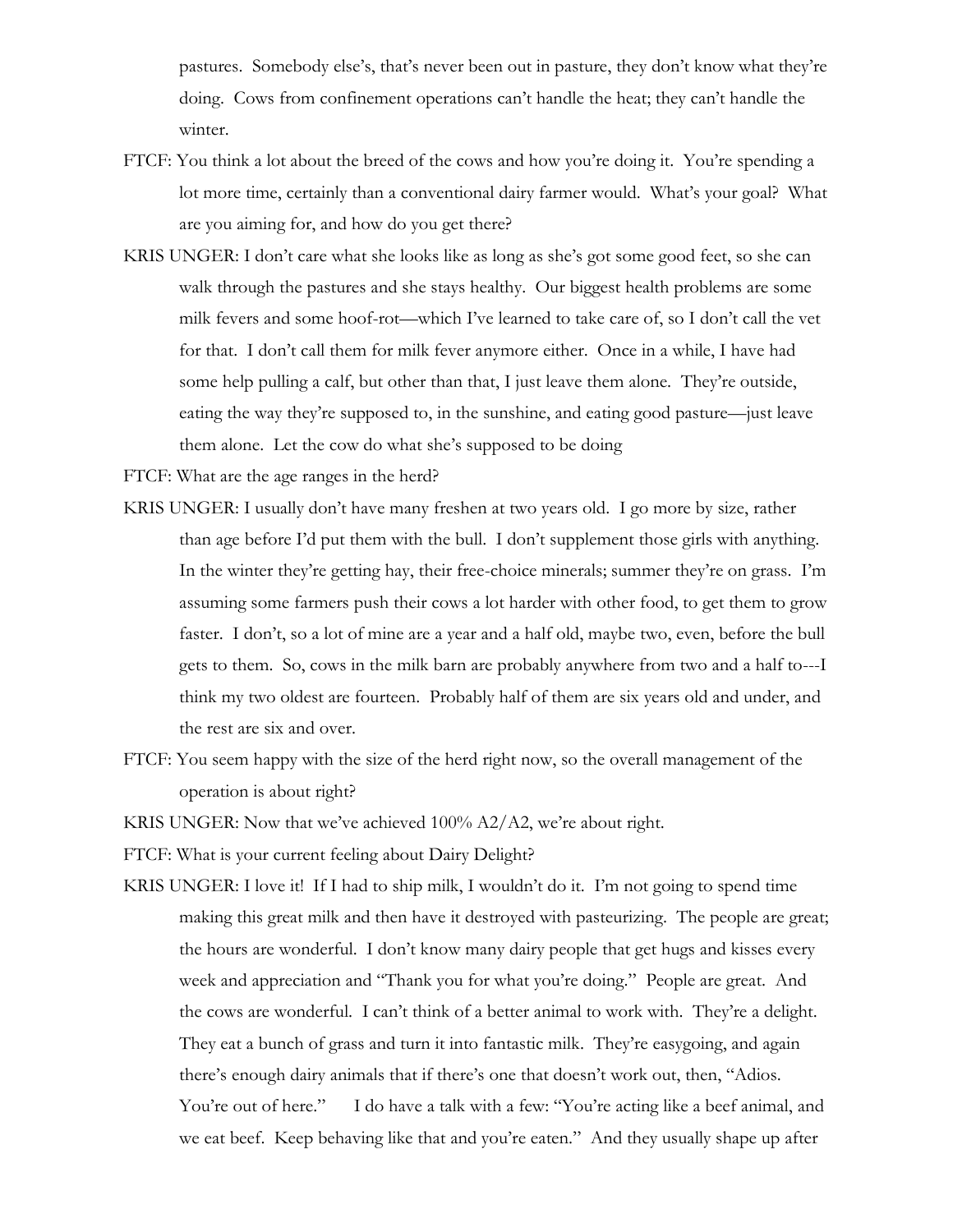pastures. Somebody else's, that's never been out in pasture, they don't know what they're doing. Cows from confinement operations can't handle the heat; they can't handle the winter.

FTCF: You think a lot about the breed of the cows and how you're doing it. You're spending a lot more time, certainly than a conventional dairy farmer would. What's your goal? What are you aiming for, and how do you get there?

KRIS UNGER: I don't care what she looks like as long as she's got some good feet, so she can walk through the pastures and she stays healthy. Our biggest health problems are some milk fevers and some hoof-rot—which I've learned to take care of, so I don't call the vet for that. I don't call them for milk fever anymore either. Once in a while, I have had some help pulling a calf, but other than that, I just leave them alone. They're outside, eating the way they're supposed to, in the sunshine, and eating good pasture—just leave them alone. Let the cow do what she's supposed to be doing

FTCF: What are the age ranges in the herd?

KRIS UNGER: I usually don't have many freshen at two years old. I go more by size, rather than age before I'd put them with the bull. I don't supplement those girls with anything. In the winter they're getting hay, their free-choice minerals; summer they're on grass. I'm assuming some farmers push their cows a lot harder with other food, to get them to grow faster. I don't, so a lot of mine are a year and a half old, maybe two, even, before the bull gets to them. So, cows in the milk barn are probably anywhere from two and a half to---I think my two oldest are fourteen. Probably half of them are six years old and under, and the rest are six and over.

FTCF: You seem happy with the size of the herd right now, so the overall management of the operation is about right?

KRIS UNGER: Now that we've achieved 100% A2/A2, we're about right.

FTCF: What is your current feeling about Dairy Delight?

KRIS UNGER: I love it! If I had to ship milk, I wouldn't do it. I'm not going to spend time making this great milk and then have it destroyed with pasteurizing. The people are great; the hours are wonderful. I don't know many dairy people that get hugs and kisses every week and appreciation and "Thank you for what you're doing." People are great. And the cows are wonderful. I can't think of a better animal to work with. They're a delight. They eat a bunch of grass and turn it into fantastic milk. They're easygoing, and again there's enough dairy animals that if there's one that doesn't work out, then, "Adios. You're out of here." I do have a talk with a few: "You're acting like a beef animal, and we eat beef. Keep behaving like that and you're eaten." And they usually shape up after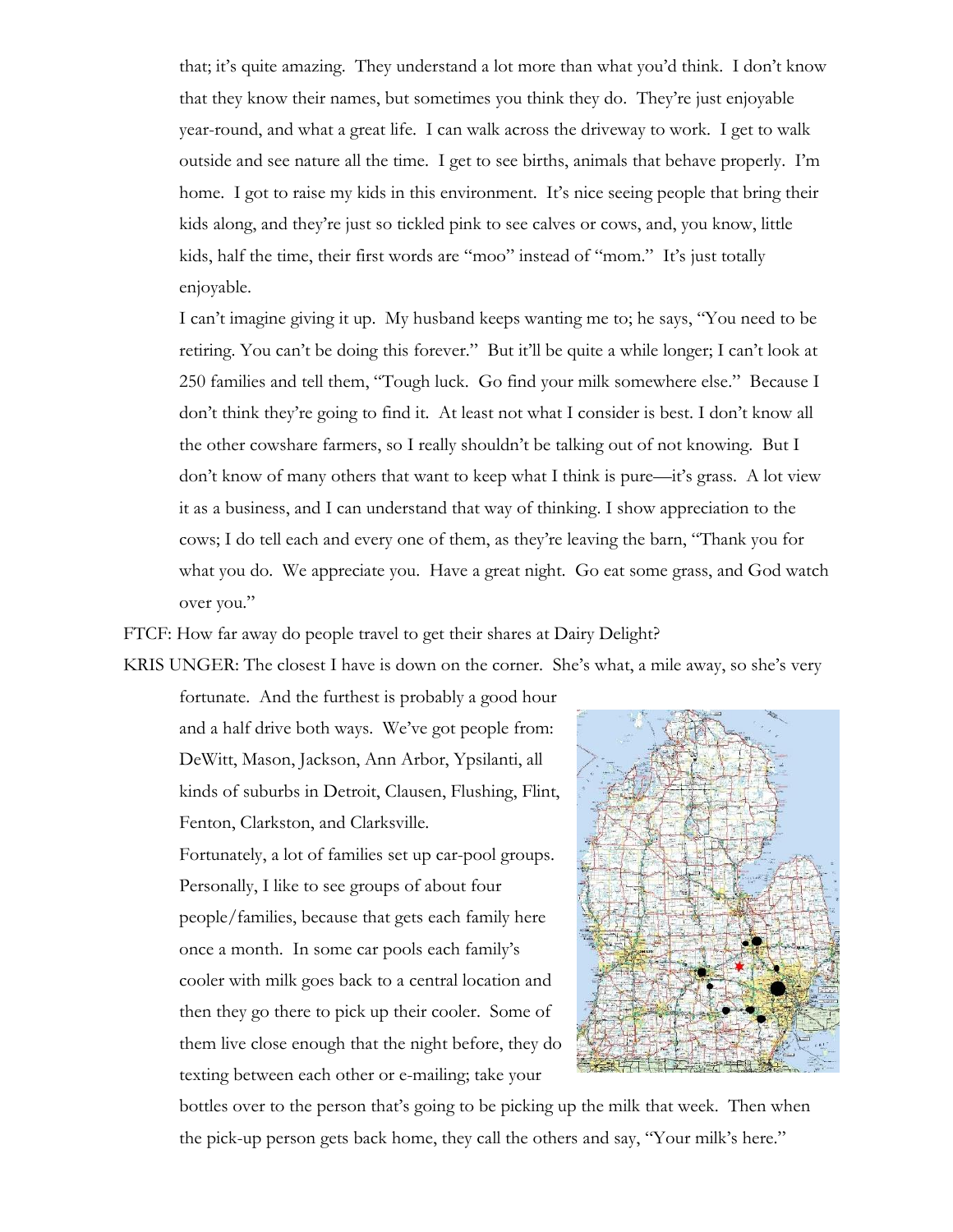that; it's quite amazing. They understand a lot more than what you'd think. I don't know that they know their names, but sometimes you think they do. They're just enjoyable year-round, and what a great life. I can walk across the driveway to work. I get to walk outside and see nature all the time. I get to see births, animals that behave properly. I'm home. I got to raise my kids in this environment. It's nice seeing people that bring their kids along, and they're just so tickled pink to see calves or cows, and, you know, little kids, half the time, their first words are "moo" instead of "mom." It's just totally enjoyable.

I can't imagine giving it up. My husband keeps wanting me to; he says, "You need to be retiring. You can't be doing this forever." But it'll be quite a while longer; I can't look at 250 families and tell them, "Tough luck. Go find your milk somewhere else." Because I don't think they're going to find it. At least not what I consider is best. I don't know all the other cowshare farmers, so I really shouldn't be talking out of not knowing. But I don't know of many others that want to keep what I think is pure—it's grass. A lot view it as a business, and I can understand that way of thinking. I show appreciation to the cows; I do tell each and every one of them, as they're leaving the barn, "Thank you for what you do. We appreciate you. Have a great night. Go eat some grass, and God watch over you."

FTCF: How far away do people travel to get their shares at Dairy Delight?

KRIS UNGER: The closest I have is down on the corner. She's what, a mile away, so she's very fortunate. And the furthest is probably a good hour and a half drive both ways. We've got people from: DeWitt, Mason, Jackson, Ann Arbor, Ypsilanti, all kinds of suburbs in Detroit, Clausen, Flushing, Flint, Fenton, Clarkston, and Clarksville.

Fortunately, a lot of families set up car-pool groups. Personally, I like to see groups of about four people/families, because that gets each family here once a month. In some car pools each family's cooler with milk goes back to a central location and then they go there to pick up their cooler. Some of them live close enough that the night before, they do texting between each other or e-mailing; take your bottles over to the person that's going to be picking up the milk that week. Then when the pick-up person gets back home, they call the others and say, "Your milk's here."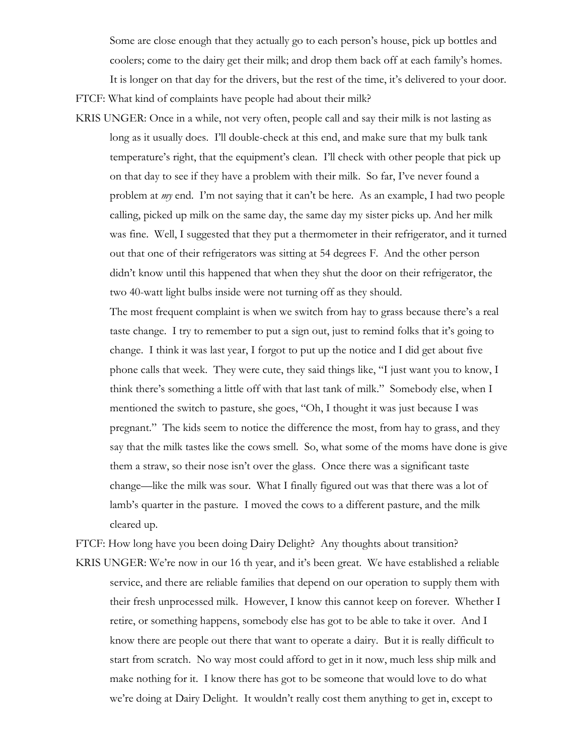Some are close enough that they actually go to each person's house, pick up bottles and coolers; come to the dairy get their milk; and drop them back off at each family's homes. It is longer on that day for the drivers, but the rest of the time, it's delivered to your door.

FTCF: What kind of complaints have people had about their milk?

KRIS UNGER: Once in a while, not very often, people call and say their milk is not lasting as long as it usually does. I'll double-check at this end, and make sure that my bulk tank temperature's right, that the equipment's clean. I'll check with other people that pick up on that day to see if they have a problem with their milk. So far, I've never found a problem at *my* end. I'm not saying that it can't be here. As an example, I had two people calling, picked up milk on the same day, the same day my sister picks up. And her milk was fine. Well, I suggested that they put a thermometer in their refrigerator, and it turned out that one of their refrigerators was sitting at 54 degrees F. And the other person didn't know until this happened that when they shut the door on their refrigerator, the two 40-watt light bulbs inside were not turning off as they should.

The most frequent complaint is when we switch from hay to grass because there's a real taste change. I try to remember to put a sign out, just to remind folks that it's going to change. I think it was last year, I forgot to put up the notice and I did get about five phone calls that week. They were cute, they said things like, "I just want you to know, I think there's something a little off with that last tank of milk." Somebody else, when I mentioned the switch to pasture, she goes, "Oh, I thought it was just because I was pregnant." The kids seem to notice the difference the most, from hay to grass, and they say that the milk tastes like the cows smell. So, what some of the moms have done is give them a straw, so their nose isn't over the glass. Once there was a significant taste change—like the milk was sour. What I finally figured out was that there was a lot of lamb's quarter in the pasture. I moved the cows to a different pasture, and the milk cleared up.

FTCF: How long have you been doing Dairy Delight? Any thoughts about transition?

KRIS UNGER: We're now in our 16 th year, and it's been great. We have established a reliable service, and there are reliable families that depend on our operation to supply them with their fresh unprocessed milk. However, I know this cannot keep on forever. Whether I retire, or something happens, somebody else has got to be able to take it over. And I know there are people out there that want to operate a dairy. But it is really difficult to start from scratch. No way most could afford to get in it now, much less ship milk and make nothing for it. I know there has got to be someone that would love to do what we're doing at Dairy Delight. It wouldn't really cost them anything to get in, except to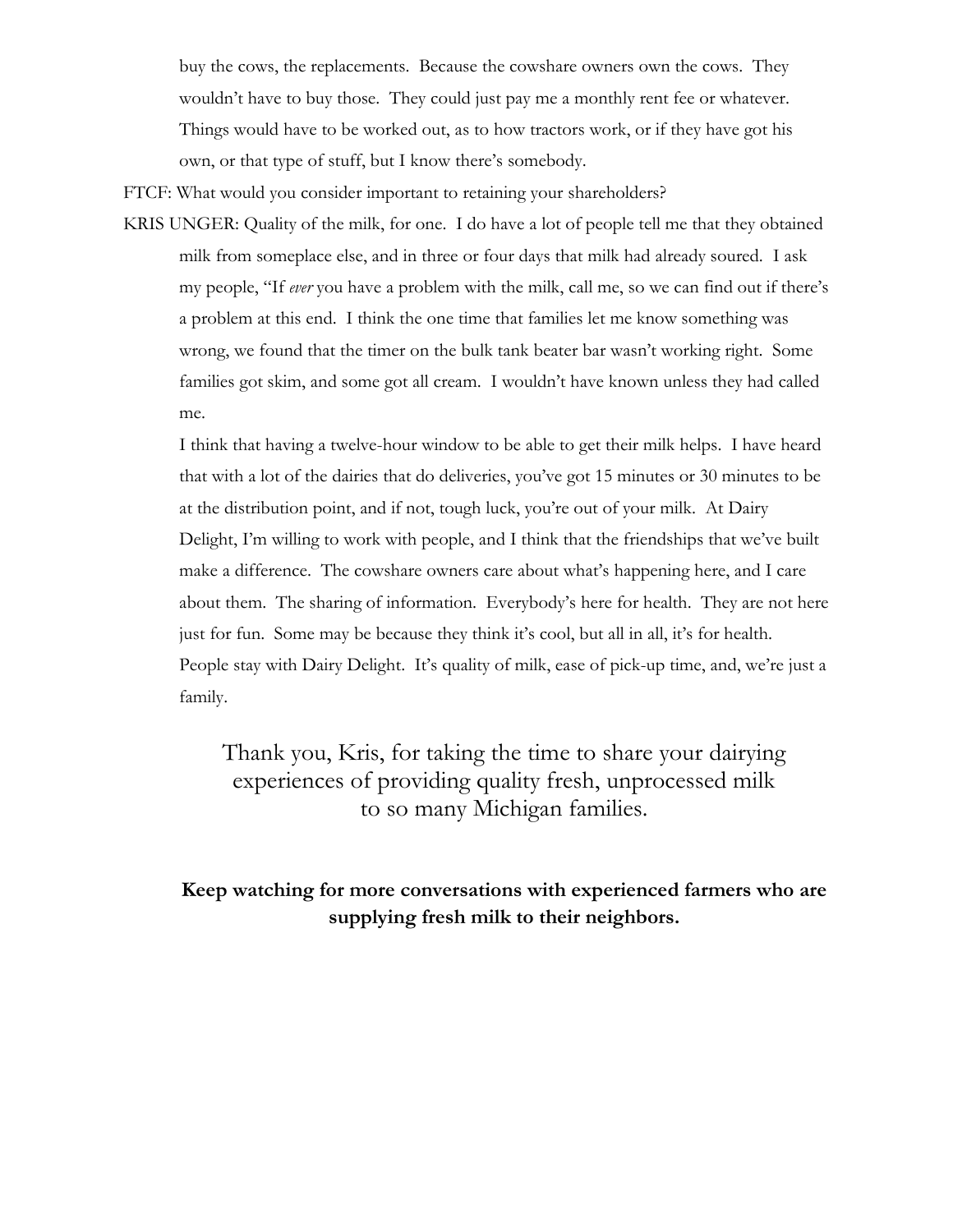buy the cows, the replacements. Because the cowshare owners own the cows. They wouldn't have to buy those. They could just pay me a monthly rent fee or whatever. Things would have to be worked out, as to how tractors work, or if they have got his own, or that type of stuff, but I know there's somebody.

FTCF: What would you consider important to retaining your shareholders?

KRIS UNGER: Quality of the milk, for one. I do have a lot of people tell me that they obtained milk from someplace else, and in three or four days that milk had already soured. I ask my people, "If *ever* you have a problem with the milk, call me, so we can find out if there's a problem at this end. I think the one time that families let me know something was wrong, we found that the timer on the bulk tank beater bar wasn't working right. Some families got skim, and some got all cream. I wouldn't have known unless they had called me.

I think that having a twelve-hour window to be able to get their milk helps. I have heard that with a lot of the dairies that do deliveries, you've got 15 minutes or 30 minutes to be at the distribution point, and if not, tough luck, you're out of your milk. At Dairy Delight, I'm willing to work with people, and I think that the friendships that we've built make a difference. The cowshare owners care about what's happening here, and I care about them. The sharing of information. Everybody's here for health. They are not here just for fun. Some may be because they think it's cool, but all in all, it's for health. People stay with Dairy Delight. It's quality of milk, ease of pick-up time, and, we're just a family.

Thank you, Kris, for taking the time to share your dairying experiences of providing quality fresh, unprocessed milk to so many Michigan families.

**Keep watching for more conversations with experienced farmers who are supplying fresh milk to their neighbors.**